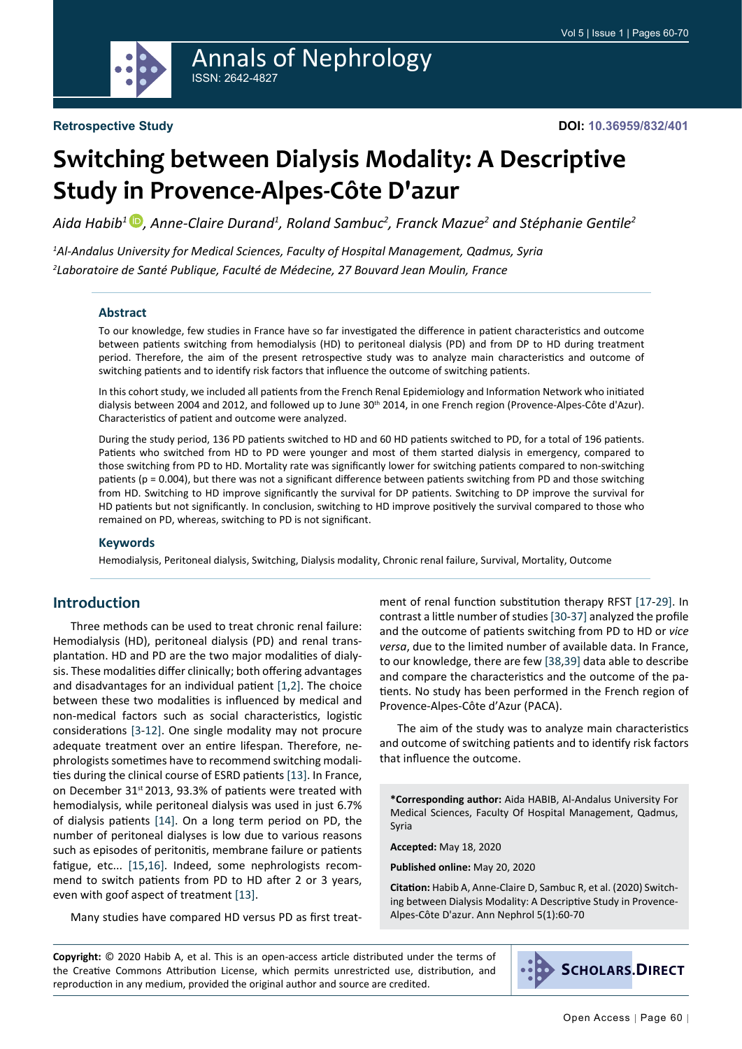Retrospective Study

DOI: 10.36959/832/401

# Switching between Dialysis Modality: A Descriptive Study in Provence-Alpes-Côte D'azur

*Aida Habib[1], Anne-Claire Durand[1], Roland Sambuc[2], Franck Mazue[2] and Stéphanie Gentile[2]*

*[1]Al-Andalus University for Medical Sciences, Faculty of Hospital Management, Qadmus, Syria*
*[2]Laboratoire de Santé Publique, Faculté de Médecine, 27 Bouvard Jean Moulin, France*

## Abstract

To our knowledge, few studies in France have so far investigated the difference in patient characteristics and outcome between patients switching from hemodialysis (HD) to peritoneal dialysis (PD) and from DP to HD during treatment period. Therefore, the aim of the present retrospective study was to analyze main characteristics and outcome of switching patients and to identify risk factors that influence the outcome of switching patients.

In this cohort study, we included all patients from the French Renal Epidemiology and Information Network who initiated dialysis between 2004 and 2012, and followed up to June 30th 2014, in one French region (Provence-Alpes-Côte d'Azur). Characteristics of patient and outcome were analyzed.

During the study period, 136 PD patients switched to HD and 60 HD patients switched to PD, for a total of 196 patients. Patients who switched from HD to PD were younger and most of them started dialysis in emergency, compared to those switching from PD to HD. Mortality rate was significantly lower for switching patients compared to non-switching patients (p = 0.004), but there was not a significant difference between patients switching from PD and those switching from HD. Switching to HD improve significantly the survival for DP patients. Switching to DP improve the survival for HD patients but not significantly. In conclusion, switching to HD improve positively the survival compared to those who remained on PD, whereas, switching to PD is not significant.

### Keywords

Hemodialysis, Peritoneal dialysis, Switching, Dialysis modality, Chronic renal failure, Survival, Mortality, Outcome

## Introduction

Three methods can be used to treat chronic renal failure: Hemodialysis (HD), peritoneal dialysis (PD) and renal transplantation. HD and PD are the two major modalities of dialysis. These modalities differ clinically; both offering advantages and disadvantages for an individual patient [1,2]. The choice between these two modalities is influenced by medical and non-medical factors such as social characteristics, logistic considerations [3-12]. One single modality may not procure adequate treatment over an entire lifespan. Therefore, nephrologists sometimes have to recommend switching modalities during the clinical course of ESRD patients [13]. In France, on December 31st 2013, 93.3% of patients were treated with hemodialysis, while peritoneal dialysis was used in just 6.7% of dialysis patients [14]. On a long term period on PD, the number of peritoneal dialyses is low due to various reasons such as episodes of peritonitis, membrane failure or patients fatigue, etc... [15,16]. Indeed, some nephrologists recommend to switch patients from PD to HD after 2 or 3 years, even with goof aspect of treatment [13].

Many studies have compared HD versus PD as first treatment of renal function substitution therapy RFST [17-29]. In contrast a little number of studies [30-37] analyzed the profile and the outcome of patients switching from PD to HD or *vice versa*, due to the limited number of available data. In France, to our knowledge, there are few [38,39] data able to describe and compare the characteristics and the outcome of the patients. No study has been performed in the French region of Provence-Alpes-Côte d'Azur (PACA).

The aim of the study was to analyze main characteristics and outcome of switching patients and to identify risk factors that influence the outcome.

**\*Corresponding author:** Aida HABIB, Al-Andalus University For Medical Sciences, Faculty Of Hospital Management, Qadmus, Syria

**Accepted:** May 18, 2020

**Published online:** May 20, 2020

**Citation:** Habib A, Anne-Claire D, Sambuc R, et al. (2020) Switching between Dialysis Modality: A Descriptive Study in Provence-Alpes-Côte D'azur. Ann Nephrol 5(1):60-70

**Copyright:** © 2020 Habib A, et al. This is an open-access article distributed under the terms of the Creative Commons Attribution License, which permits unrestricted use, distribution, and reproduction in any medium, provided the original author and source are credited.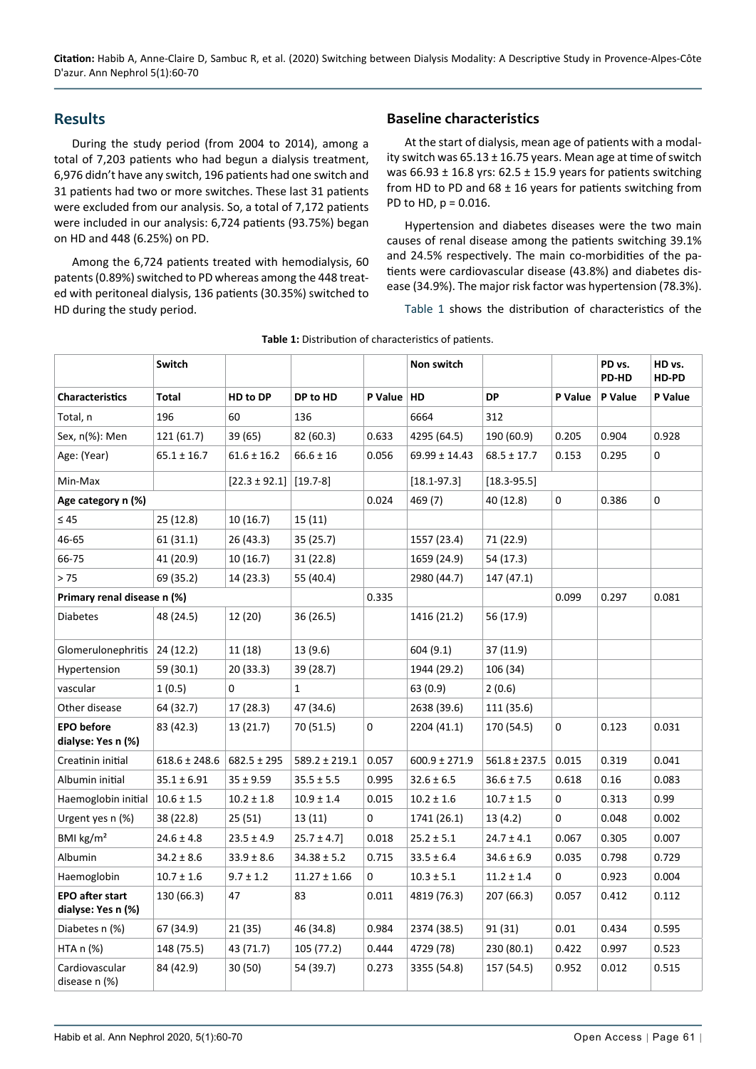## Results

During the study period (from 2004 to 2014), among a total of 7,203 patients who had begun a dialysis treatment, 6,976 didn't have any switch, 196 patients had one switch and 31 patients had two or more switches. These last 31 patients were excluded from our analysis. So, a total of 7,172 patients were included in our analysis: 6,724 patients (93.75%) began on HD and 448 (6.25%) on PD.

Among the 6,724 patients treated with hemodialysis, 60 patents (0.89%) switched to PD whereas among the 448 treated with peritoneal dialysis, 136 patients (30.35%) switched to HD during the study period.

## Baseline characteristics

At the start of dialysis, mean age of patients with a modality switch was 65.13 ± 16.75 years. Mean age at time of switch was 66.93 ± 16.8 yrs: 62.5 ± 15.9 years for patients switching from HD to PD and 68 ± 16 years for patients switching from PD to HD, p = 0.016.

Hypertension and diabetes diseases were the two main causes of renal disease among the patients switching 39.1% and 24.5% respectively. The main co-morbidities of the patients were cardiovascular disease (43.8%) and diabetes disease (34.9%). The major risk factor was hypertension (78.3%).

Table 1 shows the distribution of characteristics of the

**Table 1:** Distribution of characteristics of patients.

| | Switch | | | | Non switch | | | PD vs. PD-HD | HD vs. HD-PD |
|---|---|---|---|---|---|---|---|---|---|
| **Characteristics** | **Total** | **HD to DP** | **DP to HD** | **P Value** | **HD** | **DP** | **P Value** | **P Value** | **P Value** |
| Total, n | 196 | 60 | 136 | | 6664 | 312 | | | |
| Sex, n(%): Men | 121 (61.7) | 39 (65) | 82 (60.3) | 0.633 | 4295 (64.5) | 190 (60.9) | 0.205 | 0.904 | 0.928 |
| Age: (Year) | 65.1 ± 16.7 | 61.6 ± 16.2 | 66.6 ± 16 | 0.056 | 69.99 ± 14.43 | 68.5 ± 17.7 | 0.153 | 0.295 | 0 |
| Min-Max | | [22.3 ± 92.1] | [19.7-8] | | [18.1-97.3] | [18.3-95.5] | | | |
| **Age category n (%)** | | | | 0.024 | 469 (7) | 40 (12.8) | 0 | 0.386 | 0 |
| ≤ 45 | 25 (12.8) | 10 (16.7) | 15 (11) | | | | | | |
| 46-65 | 61 (31.1) | 26 (43.3) | 35 (25.7) | | 1557 (23.4) | 71 (22.9) | | | |
| 66-75 | 41 (20.9) | 10 (16.7) | 31 (22.8) | | 1659 (24.9) | 54 (17.3) | | | |
| > 75 | 69 (35.2) | 14 (23.3) | 55 (40.4) | | 2980 (44.7) | 147 (47.1) | | | |
| **Primary renal disease n (%)** | | | | 0.335 | | | 0.099 | 0.297 | 0.081 |
| Diabetes | 48 (24.5) | 12 (20) | 36 (26.5) | | 1416 (21.2) | 56 (17.9) | | | |
| Glomerulonephritis | 24 (12.2) | 11 (18) | 13 (9.6) | | 604 (9.1) | 37 (11.9) | | | |
| Hypertension | 59 (30.1) | 20 (33.3) | 39 (28.7) | | 1944 (29.2) | 106 (34) | | | |
| vascular | 1 (0.5) | 0 | 1 | | 63 (0.9) | 2 (0.6) | | | |
| Other disease | 64 (32.7) | 17 (28.3) | 47 (34.6) | | 2638 (39.6) | 111 (35.6) | | | |
| **EPO before dialyse: Yes n (%)** | 83 (42.3) | 13 (21.7) | 70 (51.5) | 0 | 2204 (41.1) | 170 (54.5) | 0 | 0.123 | 0.031 |
| Creatinin initial | 618.6 ± 248.6 | 682.5 ± 295 | 589.2 ± 219.1 | 0.057 | 600.9 ± 271.9 | 561.8 ± 237.5 | 0.015 | 0.319 | 0.041 |
| Albumin initial | 35.1 ± 6.91 | 35 ± 9.59 | 35.5 ± 5.5 | 0.995 | 32.6 ± 6.5 | 36.6 ± 7.5 | 0.618 | 0.16 | 0.083 |
| Haemoglobin initial | 10.6 ± 1.5 | 10.2 ± 1.8 | 10.9 ± 1.4 | 0.015 | 10.2 ± 1.6 | 10.7 ± 1.5 | 0 | 0.313 | 0.99 |
| Urgent yes n (%) | 38 (22.8) | 25 (51) | 13 (11) | 0 | 1741 (26.1) | 13 (4.2) | 0 | 0.048 | 0.002 |
| BMI kg/m² | 24.6 ± 4.8 | 23.5 ± 4.9 | 25.7 ± 4.7] | 0.018 | 25.2 ± 5.1 | 24.7 ± 4.1 | 0.067 | 0.305 | 0.007 |
| Albumin | 34.2 ± 8.6 | 33.9 ± 8.6 | 34.38 ± 5.2 | 0.715 | 33.5 ± 6.4 | 34.6 ± 6.9 | 0.035 | 0.798 | 0.729 |
| Haemoglobin | 10.7 ± 1.6 | 9.7 ± 1.2 | 11.27 ± 1.66 | 0 | 10.3 ± 5.1 | 11.2 ± 1.4 | 0 | 0.923 | 0.004 |
| **EPO after start dialyse: Yes n (%)** | 130 (66.3) | 47 | 83 | 0.011 | 4819 (76.3) | 207 (66.3) | 0.057 | 0.412 | 0.112 |
| Diabetes n (%) | 67 (34.9) | 21 (35) | 46 (34.8) | 0.984 | 2374 (38.5) | 91 (31) | 0.01 | 0.434 | 0.595 |
| HTA n (%) | 148 (75.5) | 43 (71.7) | 105 (77.2) | 0.444 | 4729 (78) | 230 (80.1) | 0.422 | 0.997 | 0.523 |
| Cardiovascular disease n (%) | 84 (42.9) | 30 (50) | 54 (39.7) | 0.273 | 3355 (54.8) | 157 (54.5) | 0.952 | 0.012 | 0.515 |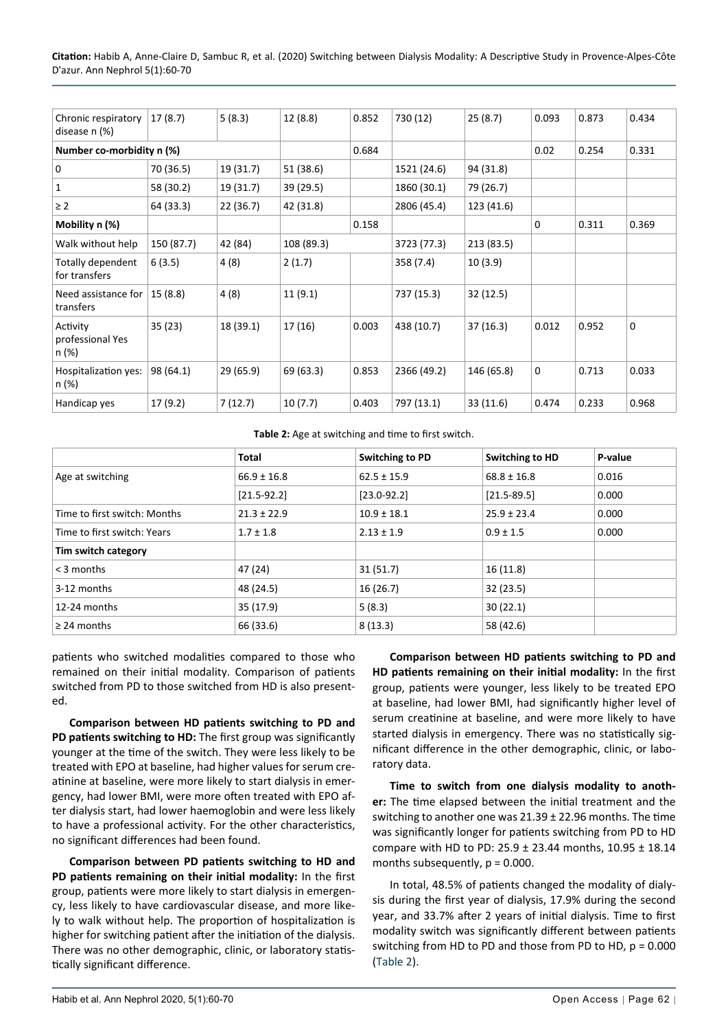| Chronic respiratory disease n (%) | 17 (8.7) | 5 (8.3) | 12 (8.8) | 0.852 | 730 (12) | 25 (8.7) | 0.093 | 0.873 | 0.434 |
|---|---|---|---|---|---|---|---|---|---|
| **Number co-morbidity n (%)** | | | | 0.684 | | | 0.02 | 0.254 | 0.331 |
| 0 | 70 (36.5) | 19 (31.7) | 51 (38.6) | | 1521 (24.6) | 94 (31.8) | | | |
| 1 | 58 (30.2) | 19 (31.7) | 39 (29.5) | | 1860 (30.1) | 79 (26.7) | | | |
| ≥ 2 | 64 (33.3) | 22 (36.7) | 42 (31.8) | | 2806 (45.4) | 123 (41.6) | | | |
| **Mobility n (%)** | | | | 0.158 | | | 0 | 0.311 | 0.369 |
| Walk without help | 150 (87.7) | 42 (84) | 108 (89.3) | | 3723 (77.3) | 213 (83.5) | | | |
| Totally dependent for transfers | 6 (3.5) | 4 (8) | 2 (1.7) | | 358 (7.4) | 10 (3.9) | | | |
| Need assistance for transfers | 15 (8.8) | 4 (8) | 11 (9.1) | | 737 (15.3) | 32 (12.5) | | | |
| Activity professional Yes n (%) | 35 (23) | 18 (39.1) | 17 (16) | 0.003 | 438 (10.7) | 37 (16.3) | 0.012 | 0.952 | 0 |
| Hospitalization yes: n (%) | 98 (64.1) | 29 (65.9) | 69 (63.3) | 0.853 | 2366 (49.2) | 146 (65.8) | 0 | 0.713 | 0.033 |
| Handicap yes | 17 (9.2) | 7 (12.7) | 10 (7.7) | 0.403 | 797 (13.1) | 33 (11.6) | 0.474 | 0.233 | 0.968 |

**Table 2:** Age at switching and time to first switch.

| | Total | Switching to PD | Switching to HD | P-value |
|---|---|---|---|---|
| Age at switching | 66.9 ± 16.8 | 62.5 ± 15.9 | 68.8 ± 16.8 | 0.016 |
| | [21.5-92.2] | [23.0-92.2] | [21.5-89.5] | 0.000 |
| Time to first switch: Months | 21.3 ± 22.9 | 10.9 ± 18.1 | 25.9 ± 23.4 | 0.000 |
| Time to first switch: Years | 1.7 ± 1.8 | 2.13 ± 1.9 | 0.9 ± 1.5 | 0.000 |
| **Tim switch category** | | | | |
| < 3 months | 47 (24) | 31 (51.7) | 16 (11.8) | |
| 3-12 months | 48 (24.5) | 16 (26.7) | 32 (23.5) | |
| 12-24 months | 35 (17.9) | 5 (8.3) | 30 (22.1) | |
| ≥ 24 months | 66 (33.6) | 8 (13.3) | 58 (42.6) | |

patients who switched modalities compared to those who remained on their initial modality. Comparison of patients switched from PD to those switched from HD is also presented.

**Comparison between HD patients switching to PD and PD patients switching to HD:** The first group was significantly younger at the time of the switch. They were less likely to be treated with EPO at baseline, had higher values for serum creatinine at baseline, were more likely to start dialysis in emergency, had lower BMI, were more often treated with EPO after dialysis start, had lower haemoglobin and were less likely to have a professional activity. For the other characteristics, no significant differences had been found.

**Comparison between PD patients switching to HD and PD patients remaining on their initial modality:** In the first group, patients were more likely to start dialysis in emergency, less likely to have cardiovascular disease, and more likely to walk without help. The proportion of hospitalization is higher for switching patient after the initiation of the dialysis. There was no other demographic, clinic, or laboratory statistically significant difference.

**Comparison between HD patients switching to PD and HD patients remaining on their initial modality:** In the first group, patients were younger, less likely to be treated EPO at baseline, had lower BMI, had significantly higher level of serum creatinine at baseline, and were more likely to have started dialysis in emergency. There was no statistically significant difference in the other demographic, clinic, or laboratory data.

**Time to switch from one dialysis modality to another:** The time elapsed between the initial treatment and the switching to another one was 21.39 ± 22.96 months. The time was significantly longer for patients switching from PD to HD compare with HD to PD: 25.9 ± 23.44 months, 10.95 ± 18.14 months subsequently, p = 0.000.

In total, 48.5% of patients changed the modality of dialysis during the first year of dialysis, 17.9% during the second year, and 33.7% after 2 years of initial dialysis. Time to first modality switch was significantly different between patients switching from HD to PD and those from PD to HD, p = 0.000 (Table 2).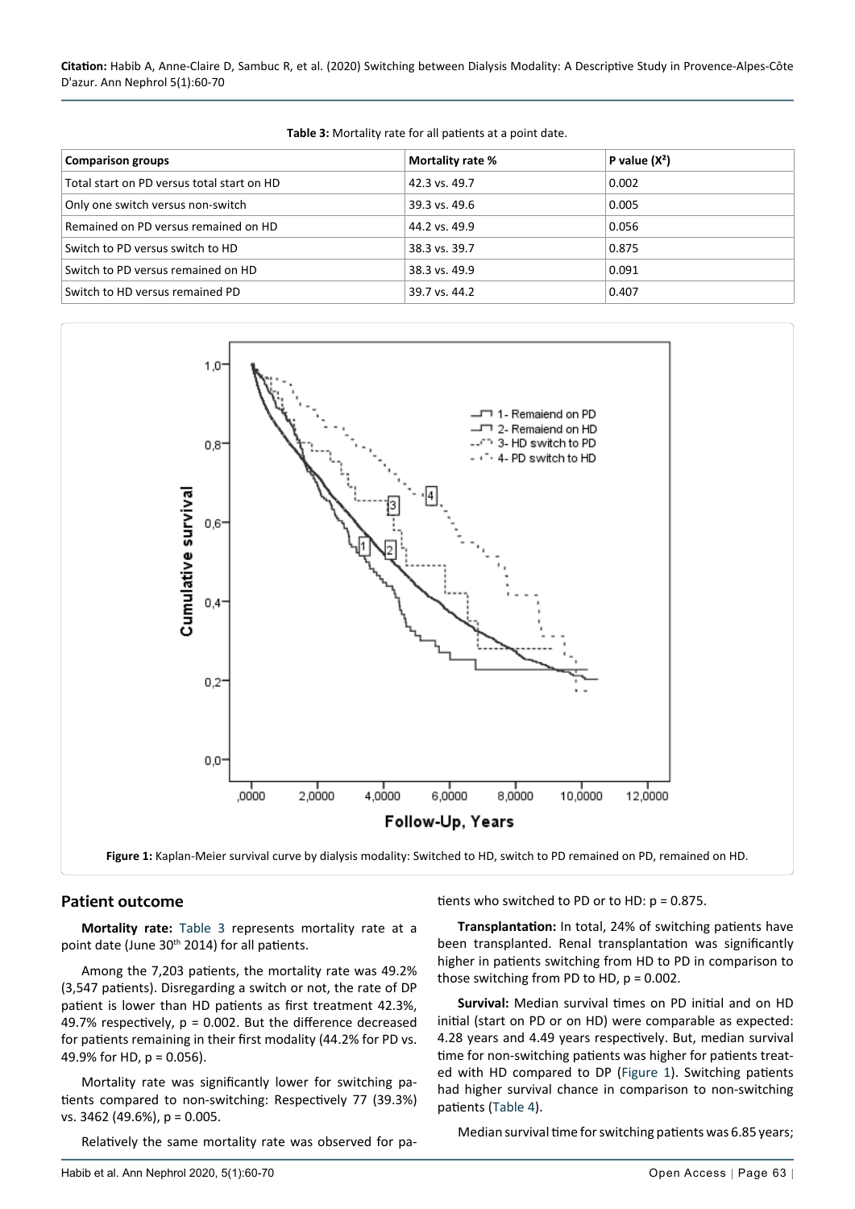**Table 3:** Mortality rate for all patients at a point date.

| Comparison groups | Mortality rate % | P value ($X^2$) |
|---|---|---|
| Total start on PD versus total start on HD | 42.3 vs. 49.7 | 0.002 |
| Only one switch versus non-switch | 39.3 vs. 49.6 | 0.005 |
| Remained on PD versus remained on HD | 44.2 vs. 49.9 | 0.056 |
| Switch to PD versus switch to HD | 38.3 vs. 39.7 | 0.875 |
| Switch to PD versus remained on HD | 38.3 vs. 49.9 | 0.091 |
| Switch to HD versus remained PD | 39.7 vs. 44.2 | 0.407 |

**Figure 1:** Kaplan-Meier survival curve by dialysis modality: Switched to HD, switch to PD remained on PD, remained on HD.

## Patient outcome

**Mortality rate:** Table 3 represents mortality rate at a point date (June 30th 2014) for all patients.

Among the 7,203 patients, the mortality rate was 49.2% (3,547 patients). Disregarding a switch or not, the rate of DP patient is lower than HD patients as first treatment 42.3%, 49.7% respectively, p = 0.002. But the difference decreased for patients remaining in their first modality (44.2% for PD vs. 49.9% for HD, p = 0.056).

Mortality rate was significantly lower for switching patients compared to non-switching: Respectively 77 (39.3%) vs. 3462 (49.6%), p = 0.005.

Relatively the same mortality rate was observed for patients who switched to PD or to HD: p = 0.875.

**Transplantation:** In total, 24% of switching patients have been transplanted. Renal transplantation was significantly higher in patients switching from HD to PD in comparison to those switching from PD to HD, p = 0.002.

**Survival:** Median survival times on PD initial and on HD initial (start on PD or on HD) were comparable as expected: 4.28 years and 4.49 years respectively. But, median survival time for non-switching patients was higher for patients treated with HD compared to DP (Figure 1). Switching patients had higher survival chance in comparison to non-switching patients (Table 4).

Median survival time for switching patients was 6.85 years;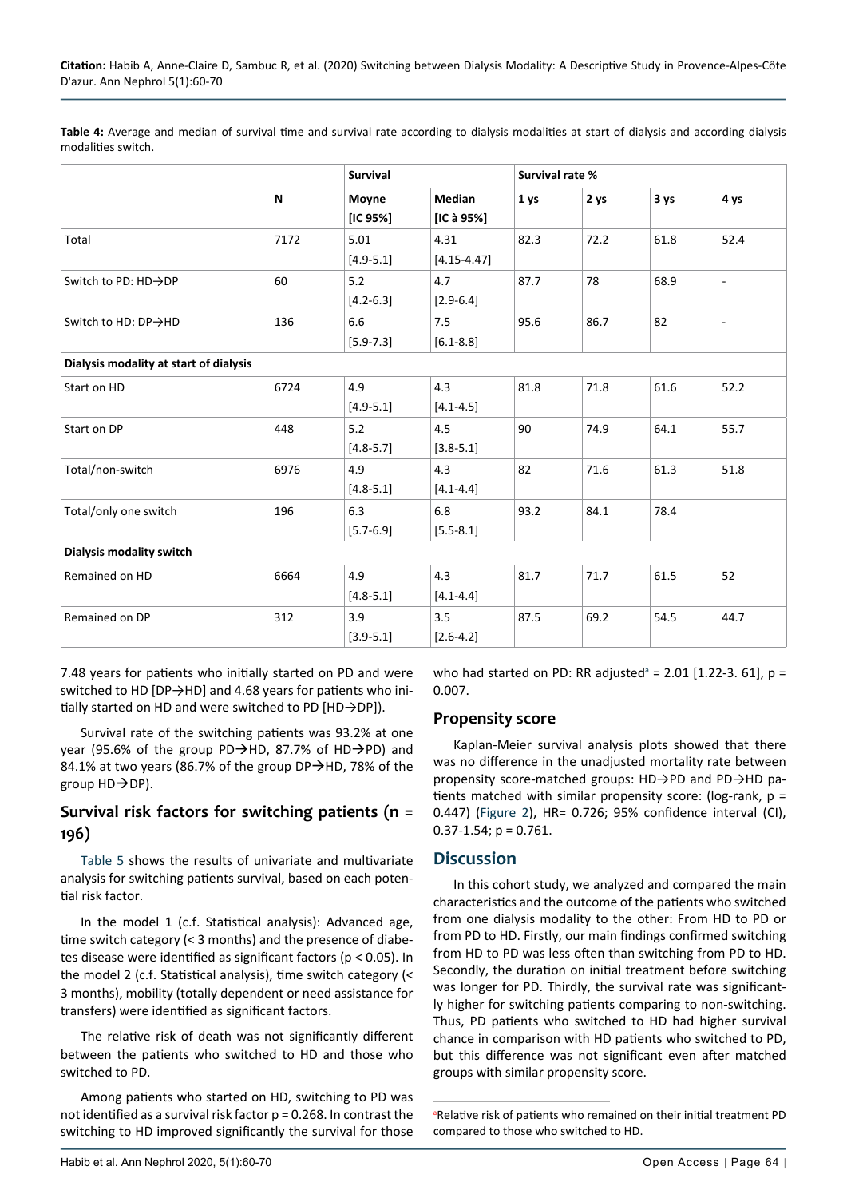**Table 4:** Average and median of survival time and survival rate according to dialysis modalities at start of dialysis and according dialysis modalities switch.

| | | Survival | | Survival rate % | | | |
|---|---|---|---|---|---|---|---|
| | N | Moyne [IC 95%] | Median [IC à 95%] | 1 ys | 2 ys | 3 ys | 4 ys |
| Total | 7172 | 5.01 [4.9-5.1] | 4.31 [4.15-4.47] | 82.3 | 72.2 | 61.8 | 52.4 |
| Switch to PD: HD→DP | 60 | 5.2 [4.2-6.3] | 4.7 [2.9-6.4] | 87.7 | 78 | 68.9 | - |
| Switch to HD: DP→HD | 136 | 6.6 [5.9-7.3] | 7.5 [6.1-8.8] | 95.6 | 86.7 | 82 | - |
| **Dialysis modality at start of dialysis** | | | | | | | |
| Start on HD | 6724 | 4.9 [4.9-5.1] | 4.3 [4.1-4.5] | 81.8 | 71.8 | 61.6 | 52.2 |
| Start on DP | 448 | 5.2 [4.8-5.7] | 4.5 [3.8-5.1] | 90 | 74.9 | 64.1 | 55.7 |
| Total/non-switch | 6976 | 4.9 [4.8-5.1] | 4.3 [4.1-4.4] | 82 | 71.6 | 61.3 | 51.8 |
| Total/only one switch | 196 | 6.3 [5.7-6.9] | 6.8 [5.5-8.1] | 93.2 | 84.1 | 78.4 | |
| **Dialysis modality switch** | | | | | | | |
| Remained on HD | 6664 | 4.9 [4.8-5.1] | 4.3 [4.1-4.4] | 81.7 | 71.7 | 61.5 | 52 |
| Remained on DP | 312 | 3.9 [3.9-5.1] | 3.5 [2.6-4.2] | 87.5 | 69.2 | 54.5 | 44.7 |

7.48 years for patients who initially started on PD and were switched to HD [DP→HD] and 4.68 years for patients who initially started on HD and were switched to PD [HD→DP]).

Survival rate of the switching patients was 93.2% at one year (95.6% of the group PD→HD, 87.7% of HD→PD) and 84.1% at two years (86.7% of the group DP→HD, 78% of the group HD→DP).

## Survival risk factors for switching patients (n = 196)

Table 5 shows the results of univariate and multivariate analysis for switching patients survival, based on each potential risk factor.

In the model 1 (c.f. Statistical analysis): Advanced age, time switch category (< 3 months) and the presence of diabetes disease were identified as significant factors ($p < 0.05$). In the model 2 (c.f. Statistical analysis), time switch category (< 3 months), mobility (totally dependent or need assistance for transfers) were identified as significant factors.

The relative risk of death was not significantly different between the patients who switched to HD and those who switched to PD.

Among patients who started on HD, switching to PD was not identified as a survival risk factor $p = 0.268$. In contrast the switching to HD improved significantly the survival for those who had started on PD: RR adjusted[a] = 2.01 [1.22-3. 61], $p = 0.007$.

## Propensity score

Kaplan-Meier survival analysis plots showed that there was no difference in the unadjusted mortality rate between propensity score-matched groups: HD→PD and PD→HD patients matched with similar propensity score: (log-rank, $p = 0.447$) (Figure 2), HR= 0.726; 95% confidence interval (CI), 0.37-1.54; $p = 0.761$.

## Discussion

In this cohort study, we analyzed and compared the main characteristics and the outcome of the patients who switched from one dialysis modality to the other: From HD to PD or from PD to HD. Firstly, our main findings confirmed switching from HD to PD was less often than switching from PD to HD. Secondly, the duration on initial treatment before switching was longer for PD. Thirdly, the survival rate was significantly higher for switching patients comparing to non-switching. Thus, PD patients who switched to HD had higher survival chance in comparison with HD patients who switched to PD, but this difference was not significant even after matched groups with similar propensity score.

[a]Relative risk of patients who remained on their initial treatment PD compared to those who switched to HD.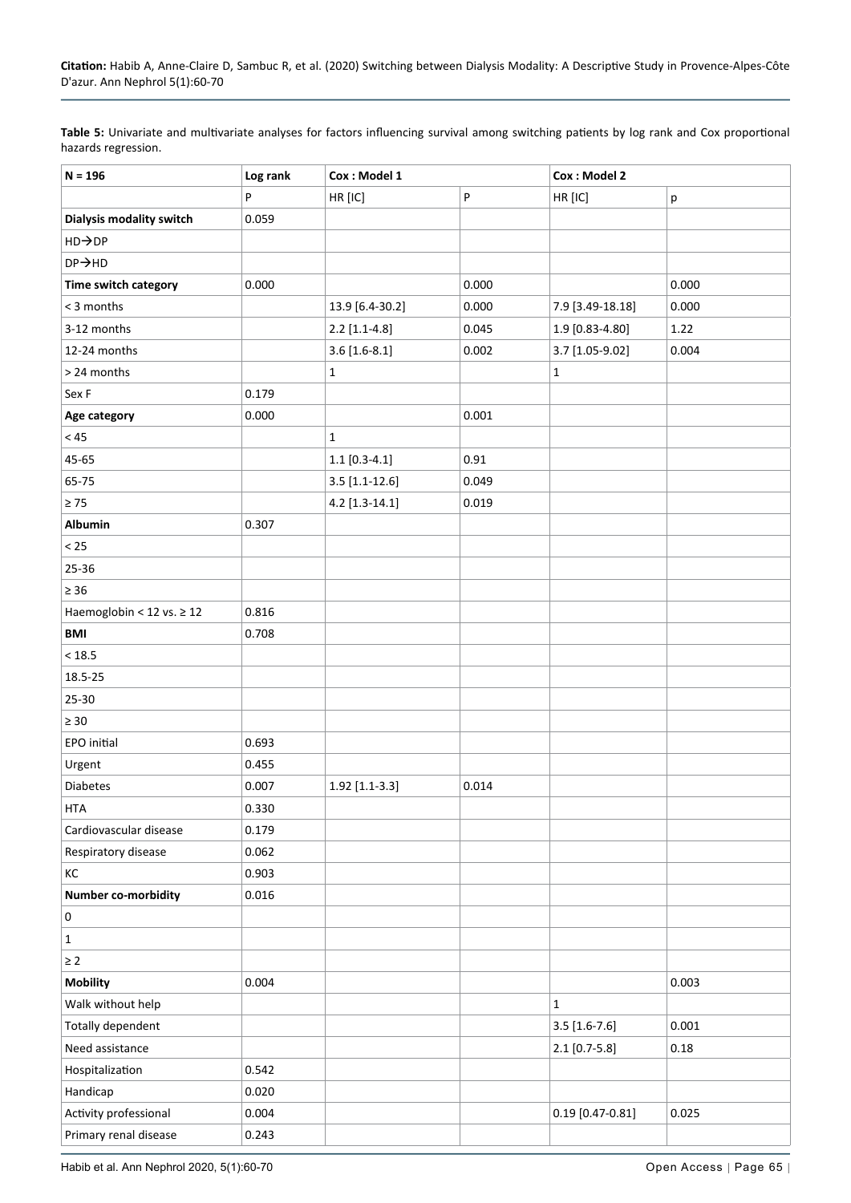**Table 5:** Univariate and multivariate analyses for factors influencing survival among switching patients by log rank and Cox proportional hazards regression.

| N = 196 | Log rank | Cox : Model 1 | | Cox : Model 2 | |
|---|---|---|---|---|---|
| | P | HR [IC] | P | HR [IC] | p |
| **Dialysis modality switch** | 0.059 | | | | |
| HD→DP | | | | | |
| DP→HD | | | | | |
| **Time switch category** | 0.000 | | 0.000 | | 0.000 |
| < 3 months | | 13.9 [6.4-30.2] | 0.000 | 7.9 [3.49-18.18] | 0.000 |
| 3-12 months | | 2.2 [1.1-4.8] | 0.045 | 1.9 [0.83-4.80] | 1.22 |
| 12-24 months | | 3.6 [1.6-8.1] | 0.002 | 3.7 [1.05-9.02] | 0.004 |
| > 24 months | | 1 | | 1 | |
| Sex F | 0.179 | | | | |
| **Age category** | 0.000 | | 0.001 | | |
| < 45 | | 1 | | | |
| 45-65 | | 1.1 [0.3-4.1] | 0.91 | | |
| 65-75 | | 3.5 [1.1-12.6] | 0.049 | | |
| ≥ 75 | | 4.2 [1.3-14.1] | 0.019 | | |
| **Albumin** | 0.307 | | | | |
| < 25 | | | | | |
| 25-36 | | | | | |
| ≥ 36 | | | | | |
| Haemoglobin < 12 vs. ≥ 12 | 0.816 | | | | |
| **BMI** | 0.708 | | | | |
| < 18.5 | | | | | |
| 18.5-25 | | | | | |
| 25-30 | | | | | |
| ≥ 30 | | | | | |
| EPO initial | 0.693 | | | | |
| Urgent | 0.455 | | | | |
| Diabetes | 0.007 | 1.92 [1.1-3.3] | 0.014 | | |
| HTA | 0.330 | | | | |
| Cardiovascular disease | 0.179 | | | | |
| Respiratory disease | 0.062 | | | | |
| KC | 0.903 | | | | |
| **Number co-morbidity** | 0.016 | | | | |
| 0 | | | | | |
| 1 | | | | | |
| ≥ 2 | | | | | |
| **Mobility** | 0.004 | | | | 0.003 |
| Walk without help | | | | 1 | |
| Totally dependent | | | | 3.5 [1.6-7.6] | 0.001 |
| Need assistance | | | | 2.1 [0.7-5.8] | 0.18 |
| Hospitalization | 0.542 | | | | |
| Handicap | 0.020 | | | | |
| Activity professional | 0.004 | | | 0.19 [0.47-0.81] | 0.025 |
| Primary renal disease | 0.243 | | | | |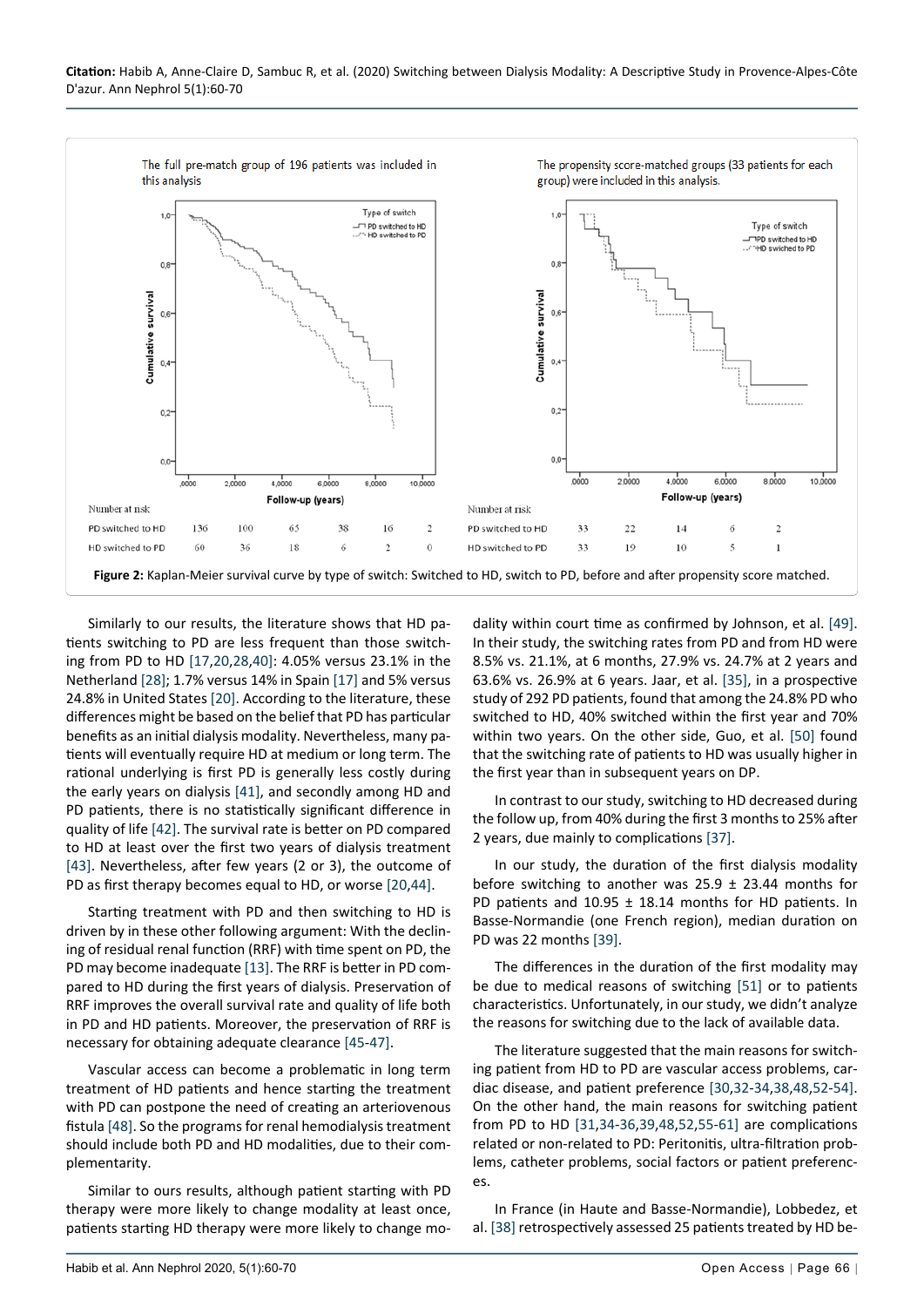**Figure 2:** Kaplan-Meier survival curve by type of switch: Switched to HD, switch to PD, before and after propensity score matched.

Similarly to our results, the literature shows that HD patients switching to PD are less frequent than those switching from PD to HD [17,20,28,40]: 4.05% versus 23.1% in the Netherland [28]; 1.7% versus 14% in Spain [17] and 5% versus 24.8% in United States [20]. According to the literature, these differences might be based on the belief that PD has particular benefits as an initial dialysis modality. Nevertheless, many patients will eventually require HD at medium or long term. The rational underlying is first PD is generally less costly during the early years on dialysis [41], and secondly among HD and PD patients, there is no statistically significant difference in quality of life [42]. The survival rate is better on PD compared to HD at least over the first two years of dialysis treatment [43]. Nevertheless, after few years (2 or 3), the outcome of PD as first therapy becomes equal to HD, or worse [20,44].

Starting treatment with PD and then switching to HD is driven by in these other following argument: With the declining of residual renal function (RRF) with time spent on PD, the PD may become inadequate [13]. The RRF is better in PD compared to HD during the first years of dialysis. Preservation of RRF improves the overall survival rate and quality of life both in PD and HD patients. Moreover, the preservation of RRF is necessary for obtaining adequate clearance [45-47].

Vascular access can become a problematic in long term treatment of HD patients and hence starting the treatment with PD can postpone the need of creating an arteriovenous fistula [48]. So the programs for renal hemodialysis treatment should include both PD and HD modalities, due to their complementarity.

Similar to ours results, although patient starting with PD therapy were more likely to change modality at least once, patients starting HD therapy were more likely to change modality within court time as confirmed by Johnson, et al. [49]. In their study, the switching rates from PD and from HD were 8.5% vs. 21.1%, at 6 months, 27.9% vs. 24.7% at 2 years and 63.6% vs. 26.9% at 6 years. Jaar, et al. [35], in a prospective study of 292 PD patients, found that among the 24.8% PD who switched to HD, 40% switched within the first year and 70% within two years. On the other side, Guo, et al. [50] found that the switching rate of patients to HD was usually higher in the first year than in subsequent years on DP.

In contrast to our study, switching to HD decreased during the follow up, from 40% during the first 3 months to 25% after 2 years, due mainly to complications [37].

In our study, the duration of the first dialysis modality before switching to another was 25.9 ± 23.44 months for PD patients and 10.95 ± 18.14 months for HD patients. In Basse-Normandie (one French region), median duration on PD was 22 months [39].

The differences in the duration of the first modality may be due to medical reasons of switching [51] or to patients characteristics. Unfortunately, in our study, we didn't analyze the reasons for switching due to the lack of available data.

The literature suggested that the main reasons for switching patient from HD to PD are vascular access problems, cardiac disease, and patient preference [30,32-34,38,48,52-54]. On the other hand, the main reasons for switching patient from PD to HD [31,34-36,39,48,52,55-61] are complications related or non-related to PD: Peritonitis, ultra-filtration problems, catheter problems, social factors or patient preferences.

In France (in Haute and Basse-Normandie), Lobbedez, et al. [38] retrospectively assessed 25 patients treated by HD be-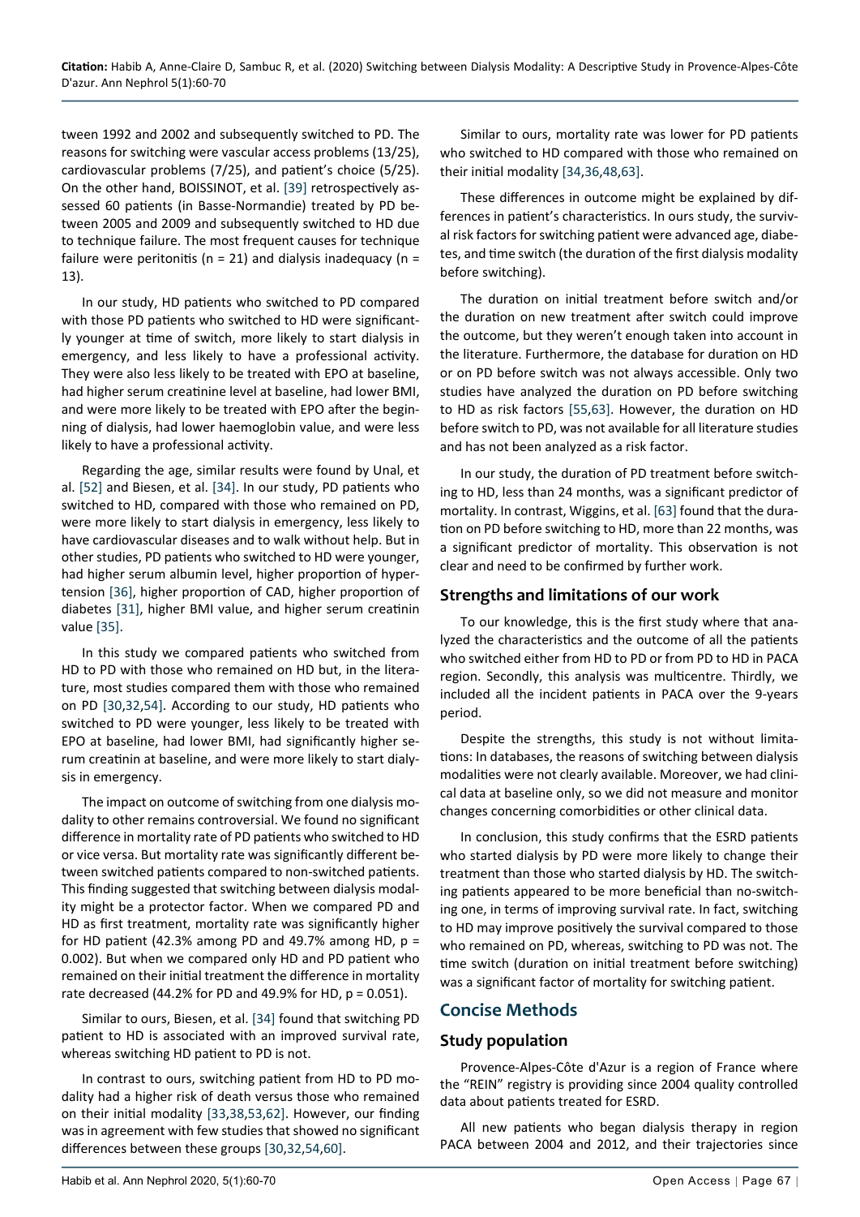tween 1992 and 2002 and subsequently switched to PD. The reasons for switching were vascular access problems (13/25), cardiovascular problems (7/25), and patient's choice (5/25). On the other hand, BOISSINOT, et al. [39] retrospectively assessed 60 patients (in Basse-Normandie) treated by PD between 2005 and 2009 and subsequently switched to HD due to technique failure. The most frequent causes for technique failure were peritonitis (n = 21) and dialysis inadequacy (n = 13).

In our study, HD patients who switched to PD compared with those PD patients who switched to HD were significantly younger at time of switch, more likely to start dialysis in emergency, and less likely to have a professional activity. They were also less likely to be treated with EPO at baseline, had higher serum creatinine level at baseline, had lower BMI, and were more likely to be treated with EPO after the beginning of dialysis, had lower haemoglobin value, and were less likely to have a professional activity.

Regarding the age, similar results were found by Unal, et al. [52] and Biesen, et al. [34]. In our study, PD patients who switched to HD, compared with those who remained on PD, were more likely to start dialysis in emergency, less likely to have cardiovascular diseases and to walk without help. But in other studies, PD patients who switched to HD were younger, had higher serum albumin level, higher proportion of hypertension [36], higher proportion of CAD, higher proportion of diabetes [31], higher BMI value, and higher serum creatinin value [35].

In this study we compared patients who switched from HD to PD with those who remained on HD but, in the literature, most studies compared them with those who remained on PD [30,32,54]. According to our study, HD patients who switched to PD were younger, less likely to be treated with EPO at baseline, had lower BMI, had significantly higher serum creatinin at baseline, and were more likely to start dialysis in emergency.

The impact on outcome of switching from one dialysis modality to other remains controversial. We found no significant difference in mortality rate of PD patients who switched to HD or vice versa. But mortality rate was significantly different between switched patients compared to non-switched patients. This finding suggested that switching between dialysis modality might be a protector factor. When we compared PD and HD as first treatment, mortality rate was significantly higher for HD patient (42.3% among PD and 49.7% among HD, p = 0.002). But when we compared only HD and PD patient who remained on their initial treatment the difference in mortality rate decreased (44.2% for PD and 49.9% for HD, p = 0.051).

Similar to ours, Biesen, et al. [34] found that switching PD patient to HD is associated with an improved survival rate, whereas switching HD patient to PD is not.

In contrast to ours, switching patient from HD to PD modality had a higher risk of death versus those who remained on their initial modality [33,38,53,62]. However, our finding was in agreement with few studies that showed no significant differences between these groups [30,32,54,60].

Similar to ours, mortality rate was lower for PD patients who switched to HD compared with those who remained on their initial modality [34,36,48,63].

These differences in outcome might be explained by differences in patient's characteristics. In ours study, the survival risk factors for switching patient were advanced age, diabetes, and time switch (the duration of the first dialysis modality before switching).

The duration on initial treatment before switch and/or the duration on new treatment after switch could improve the outcome, but they weren't enough taken into account in the literature. Furthermore, the database for duration on HD or on PD before switch was not always accessible. Only two studies have analyzed the duration on PD before switching to HD as risk factors [55,63]. However, the duration on HD before switch to PD, was not available for all literature studies and has not been analyzed as a risk factor.

In our study, the duration of PD treatment before switching to HD, less than 24 months, was a significant predictor of mortality. In contrast, Wiggins, et al. [63] found that the duration on PD before switching to HD, more than 22 months, was a significant predictor of mortality. This observation is not clear and need to be confirmed by further work.

## Strengths and limitations of our work

To our knowledge, this is the first study where that analyzed the characteristics and the outcome of all the patients who switched either from HD to PD or from PD to HD in PACA region. Secondly, this analysis was multicentre. Thirdly, we included all the incident patients in PACA over the 9-years period.

Despite the strengths, this study is not without limitations: In databases, the reasons of switching between dialysis modalities were not clearly available. Moreover, we had clinical data at baseline only, so we did not measure and monitor changes concerning comorbidities or other clinical data.

In conclusion, this study confirms that the ESRD patients who started dialysis by PD were more likely to change their treatment than those who started dialysis by HD. The switching patients appeared to be more beneficial than no-switching one, in terms of improving survival rate. In fact, switching to HD may improve positively the survival compared to those who remained on PD, whereas, switching to PD was not. The time switch (duration on initial treatment before switching) was a significant factor of mortality for switching patient.

# Concise Methods

## Study population

Provence-Alpes-Côte d'Azur is a region of France where the "REIN" registry is providing since 2004 quality controlled data about patients treated for ESRD.

All new patients who began dialysis therapy in region PACA between 2004 and 2012, and their trajectories since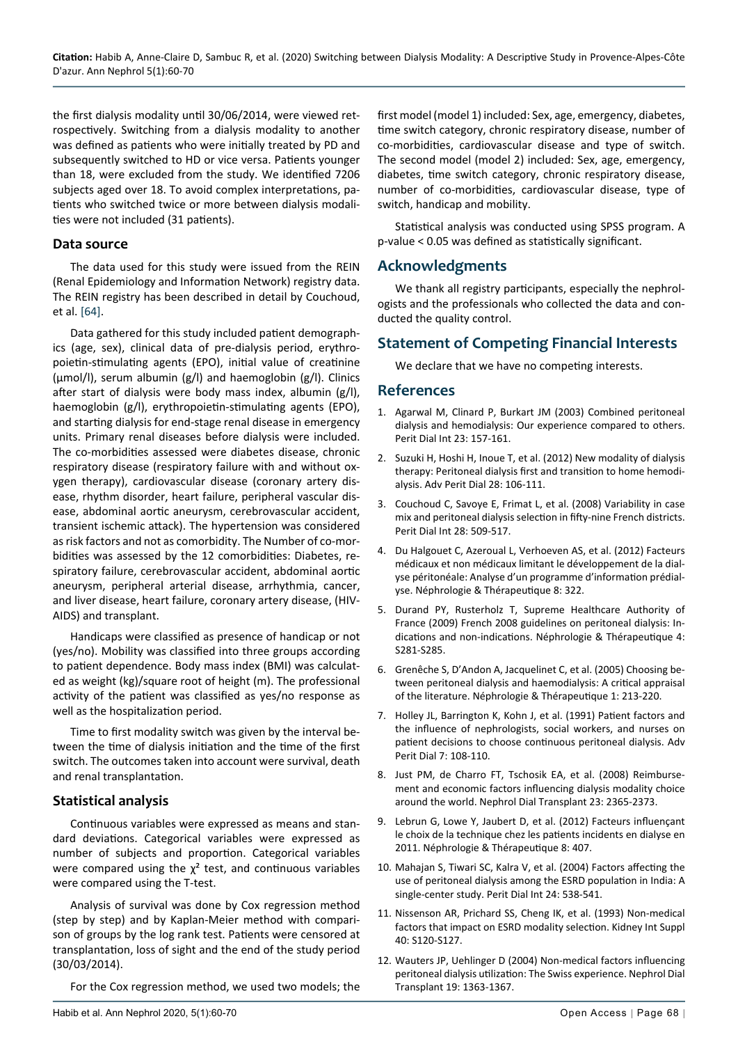the first dialysis modality until 30/06/2014, were viewed retrospectively. Switching from a dialysis modality to another was defined as patients who were initially treated by PD and subsequently switched to HD or vice versa. Patients younger than 18, were excluded from the study. We identified 7206 subjects aged over 18. To avoid complex interpretations, patients who switched twice or more between dialysis modalities were not included (31 patients).

### Data source

The data used for this study were issued from the REIN (Renal Epidemiology and Information Network) registry data. The REIN registry has been described in detail by Couchoud, et al. [64].

Data gathered for this study included patient demographics (age, sex), clinical data of pre-dialysis period, erythropoietin-stimulating agents (EPO), initial value of creatinine (µmol/l), serum albumin (g/l) and haemoglobin (g/l). Clinics after start of dialysis were body mass index, albumin (g/l), haemoglobin (g/l), erythropoietin-stimulating agents (EPO), and starting dialysis for end-stage renal disease in emergency units. Primary renal diseases before dialysis were included. The co-morbidities assessed were diabetes disease, chronic respiratory disease (respiratory failure with and without oxygen therapy), cardiovascular disease (coronary artery disease, rhythm disorder, heart failure, peripheral vascular disease, abdominal aortic aneurysm, cerebrovascular accident, transient ischemic attack). The hypertension was considered as risk factors and not as comorbidity. The Number of co-morbidities was assessed by the 12 comorbidities: Diabetes, respiratory failure, cerebrovascular accident, abdominal aortic aneurysm, peripheral arterial disease, arrhythmia, cancer, and liver disease, heart failure, coronary artery disease, (HIV-AIDS) and transplant.

Handicaps were classified as presence of handicap or not (yes/no). Mobility was classified into three groups according to patient dependence. Body mass index (BMI) was calculated as weight (kg)/square root of height (m). The professional activity of the patient was classified as yes/no response as well as the hospitalization period.

Time to first modality switch was given by the interval between the time of dialysis initiation and the time of the first switch. The outcomes taken into account were survival, death and renal transplantation.

### Statistical analysis

Continuous variables were expressed as means and standard deviations. Categorical variables were expressed as number of subjects and proportion. Categorical variables were compared using the $\chi^2$ test, and continuous variables were compared using the T-test.

Analysis of survival was done by Cox regression method (step by step) and by Kaplan-Meier method with comparison of groups by the log rank test. Patients were censored at transplantation, loss of sight and the end of the study period (30/03/2014).

For the Cox regression method, we used two models; the first model (model 1) included: Sex, age, emergency, diabetes, time switch category, chronic respiratory disease, number of co-morbidities, cardiovascular disease and type of switch. The second model (model 2) included: Sex, age, emergency, diabetes, time switch category, chronic respiratory disease, number of co-morbidities, cardiovascular disease, type of switch, handicap and mobility.

Statistical analysis was conducted using SPSS program. A p-value < 0.05 was defined as statistically significant.

## Acknowledgments

We thank all registry participants, especially the nephrologists and the professionals who collected the data and conducted the quality control.

## Statement of Competing Financial Interests

We declare that we have no competing interests.

## References

1. Agarwal M, Clinard P, Burkart JM (2003) Combined peritoneal dialysis and hemodialysis: Our experience compared to others. Perit Dial Int 23: 157-161.
2. Suzuki H, Hoshi H, Inoue T, et al. (2012) New modality of dialysis therapy: Peritoneal dialysis first and transition to home hemodialysis. Adv Perit Dial 28: 106-111.
3. Couchoud C, Savoye E, Frimat L, et al. (2008) Variability in case mix and peritoneal dialysis selection in fifty-nine French districts. Perit Dial Int 28: 509-517.
4. Du Halgouet C, Azeroual L, Verhoeven AS, et al. (2012) Facteurs médicaux et non médicaux limitant le développement de la dialyse péritonéale: Analyse d'un programme d'information prédialyse. Néphrologie & Thérapeutique 8: 322.
5. Durand PY, Rusterholz T, Supreme Healthcare Authority of France (2009) French 2008 guidelines on peritoneal dialysis: Indications and non-indications. Néphrologie & Thérapeutique 4: S281-S285.
6. Grenêche S, D'Andon A, Jacquelinet C, et al. (2005) Choosing between peritoneal dialysis and haemodialysis: A critical appraisal of the literature. Néphrologie & Thérapeutique 1: 213-220.
7. Holley JL, Barrington K, Kohn J, et al. (1991) Patient factors and the influence of nephrologists, social workers, and nurses on patient decisions to choose continuous peritoneal dialysis. Adv Perit Dial 7: 108-110.
8. Just PM, de Charro FT, Tschosik EA, et al. (2008) Reimbursement and economic factors influencing dialysis modality choice around the world. Nephrol Dial Transplant 23: 2365-2373.
9. Lebrun G, Lowe Y, Jaubert D, et al. (2012) Facteurs influençant le choix de la technique chez les patients incidents en dialyse en 2011. Néphrologie & Thérapeutique 8: 407.
10. Mahajan S, Tiwari SC, Kalra V, et al. (2004) Factors affecting the use of peritoneal dialysis among the ESRD population in India: A single-center study. Perit Dial Int 24: 538-541.
11. Nissenson AR, Prichard SS, Cheng IK, et al. (1993) Non-medical factors that impact on ESRD modality selection. Kidney Int Suppl 40: S120-S127.
12. Wauters JP, Uehlinger D (2004) Non-medical factors influencing peritoneal dialysis utilization: The Swiss experience. Nephrol Dial Transplant 19: 1363-1367.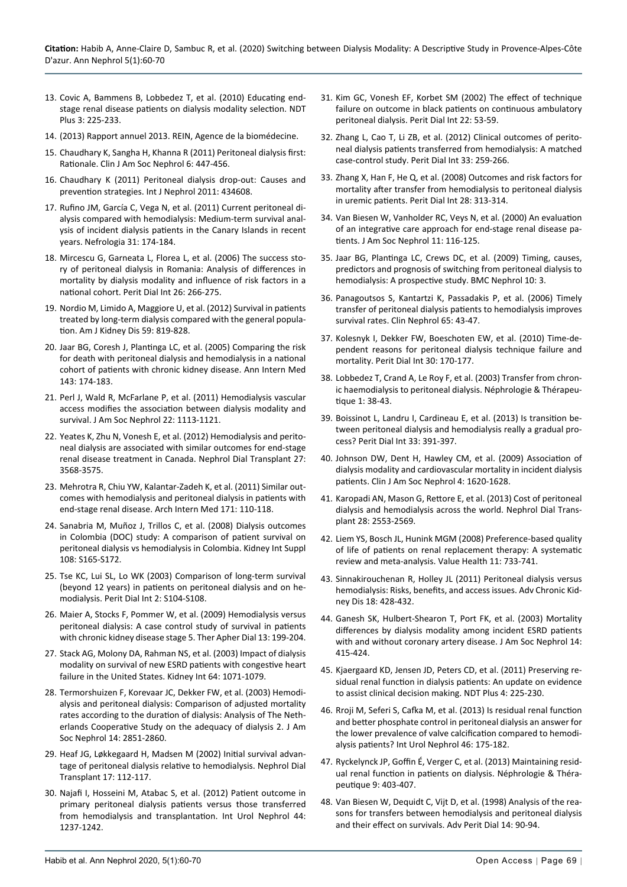13. Covic A, Bammens B, Lobbedez T, et al. (2010) Educating end-stage renal disease patients on dialysis modality selection. NDT Plus 3: 225-233.
14. (2013) Rapport annuel 2013. REIN, Agence de la biomédecine.
15. Chaudhary K, Sangha H, Khanna R (2011) Peritoneal dialysis first: Rationale. Clin J Am Soc Nephrol 6: 447-456.
16. Chaudhary K (2011) Peritoneal dialysis drop-out: Causes and prevention strategies. Int J Nephrol 2011: 434608.
17. Rufino JM, García C, Vega N, et al. (2011) Current peritoneal dialysis compared with hemodialysis: Medium-term survival analysis of incident dialysis patients in the Canary Islands in recent years. Nefrologia 31: 174-184.
18. Mircescu G, Garneata L, Florea L, et al. (2006) The success story of peritoneal dialysis in Romania: Analysis of differences in mortality by dialysis modality and influence of risk factors in a national cohort. Perit Dial Int 26: 266-275.
19. Nordio M, Limido A, Maggiore U, et al. (2012) Survival in patients treated by long-term dialysis compared with the general population. Am J Kidney Dis 59: 819-828.
20. Jaar BG, Coresh J, Plantinga LC, et al. (2005) Comparing the risk for death with peritoneal dialysis and hemodialysis in a national cohort of patients with chronic kidney disease. Ann Intern Med 143: 174-183.
21. Perl J, Wald R, McFarlane P, et al. (2011) Hemodialysis vascular access modifies the association between dialysis modality and survival. J Am Soc Nephrol 22: 1113-1121.
22. Yeates K, Zhu N, Vonesh E, et al. (2012) Hemodialysis and peritoneal dialysis are associated with similar outcomes for end-stage renal disease treatment in Canada. Nephrol Dial Transplant 27: 3568-3575.
23. Mehrotra R, Chiu YW, Kalantar-Zadeh K, et al. (2011) Similar outcomes with hemodialysis and peritoneal dialysis in patients with end-stage renal disease. Arch Intern Med 171: 110-118.
24. Sanabria M, Muñoz J, Trillos C, et al. (2008) Dialysis outcomes in Colombia (DOC) study: A comparison of patient survival on peritoneal dialysis vs hemodialysis in Colombia. Kidney Int Suppl 108: S165-S172.
25. Tse KC, Lui SL, Lo WK (2003) Comparison of long-term survival (beyond 12 years) in patients on peritoneal dialysis and on hemodialysis. Perit Dial Int 2: S104-S108.
26. Maier A, Stocks F, Pommer W, et al. (2009) Hemodialysis versus peritoneal dialysis: A case control study of survival in patients with chronic kidney disease stage 5. Ther Apher Dial 13: 199-204.
27. Stack AG, Molony DA, Rahman NS, et al. (2003) Impact of dialysis modality on survival of new ESRD patients with congestive heart failure in the United States. Kidney Int 64: 1071-1079.
28. Termorshuizen F, Korevaar JC, Dekker FW, et al. (2003) Hemodialysis and peritoneal dialysis: Comparison of adjusted mortality rates according to the duration of dialysis: Analysis of The Netherlands Cooperative Study on the adequacy of dialysis 2. J Am Soc Nephrol 14: 2851-2860.
29. Heaf JG, Løkkegaard H, Madsen M (2002) Initial survival advantage of peritoneal dialysis relative to hemodialysis. Nephrol Dial Transplant 17: 112-117.
30. Najafi I, Hosseini M, Atabac S, et al. (2012) Patient outcome in primary peritoneal dialysis patients versus those transferred from hemodialysis and transplantation. Int Urol Nephrol 44: 1237-1242.
31. Kim GC, Vonesh EF, Korbet SM (2002) The effect of technique failure on outcome in black patients on continuous ambulatory peritoneal dialysis. Perit Dial Int 22: 53-59.
32. Zhang L, Cao T, Li ZB, et al. (2012) Clinical outcomes of peritoneal dialysis patients transferred from hemodialysis: A matched case-control study. Perit Dial Int 33: 259-266.
33. Zhang X, Han F, He Q, et al. (2008) Outcomes and risk factors for mortality after transfer from hemodialysis to peritoneal dialysis in uremic patients. Perit Dial Int 28: 313-314.
34. Van Biesen W, Vanholder RC, Veys N, et al. (2000) An evaluation of an integrative care approach for end-stage renal disease patients. J Am Soc Nephrol 11: 116-125.
35. Jaar BG, Plantinga LC, Crews DC, et al. (2009) Timing, causes, predictors and prognosis of switching from peritoneal dialysis to hemodialysis: A prospective study. BMC Nephrol 10: 3.
36. Panagoutsos S, Kantartzi K, Passadakis P, et al. (2006) Timely transfer of peritoneal dialysis patients to hemodialysis improves survival rates. Clin Nephrol 65: 43-47.
37. Kolesnyk I, Dekker FW, Boeschoten EW, et al. (2010) Time-dependent reasons for peritoneal dialysis technique failure and mortality. Perit Dial Int 30: 170-177.
38. Lobbedez T, Crand A, Le Roy F, et al. (2003) Transfer from chronic haemodialysis to peritoneal dialysis. Néphrologie & Thérapeutique 1: 38-43.
39. Boissinot L, Landru I, Cardineau E, et al. (2013) Is transition between peritoneal dialysis and hemodialysis really a gradual process? Perit Dial Int 33: 391-397.
40. Johnson DW, Dent H, Hawley CM, et al. (2009) Association of dialysis modality and cardiovascular mortality in incident dialysis patients. Clin J Am Soc Nephrol 4: 1620-1628.
41. Karopadi AN, Mason G, Rettore E, et al. (2013) Cost of peritoneal dialysis and hemodialysis across the world. Nephrol Dial Transplant 28: 2553-2569.
42. Liem YS, Bosch JL, Hunink MGM (2008) Preference-based quality of life of patients on renal replacement therapy: A systematic review and meta-analysis. Value Health 11: 733-741.
43. Sinnakirouchenan R, Holley JL (2011) Peritoneal dialysis versus hemodialysis: Risks, benefits, and access issues. Adv Chronic Kidney Dis 18: 428-432.
44. Ganesh SK, Hulbert-Shearon T, Port FK, et al. (2003) Mortality differences by dialysis modality among incident ESRD patients with and without coronary artery disease. J Am Soc Nephrol 14: 415-424.
45. Kjaergaard KD, Jensen JD, Peters CD, et al. (2011) Preserving residual renal function in dialysis patients: An update on evidence to assist clinical decision making. NDT Plus 4: 225-230.
46. Rroji M, Seferi S, Cafka M, et al. (2013) Is residual renal function and better phosphate control in peritoneal dialysis an answer for the lower prevalence of valve calcification compared to hemodialysis patients? Int Urol Nephrol 46: 175-182.
47. Ryckelynck JP, Goffin É, Verger C, et al. (2013) Maintaining residual renal function in patients on dialysis. Néphrologie & Thérapeutique 9: 403-407.
48. Van Biesen W, Dequidt C, Vijt D, et al. (1998) Analysis of the reasons for transfers between hemodialysis and peritoneal dialysis and their effect on survivals. Adv Perit Dial 14: 90-94.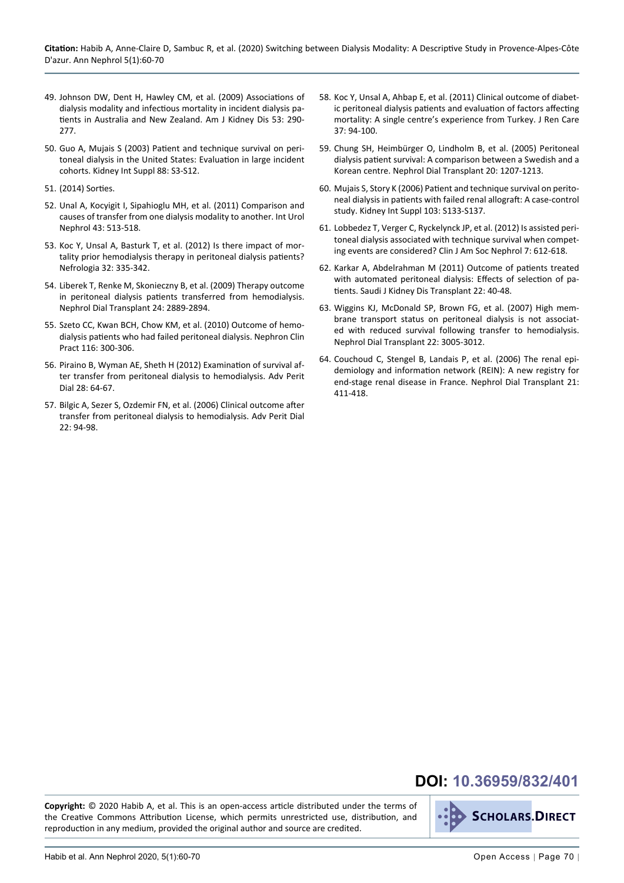49. Johnson DW, Dent H, Hawley CM, et al. (2009) Associations of dialysis modality and infectious mortality in incident dialysis patients in Australia and New Zealand. Am J Kidney Dis 53: 290-277.

50. Guo A, Mujais S (2003) Patient and technique survival on peritoneal dialysis in the United States: Evaluation in large incident cohorts. Kidney Int Suppl 88: S3-S12.

51. (2014) Sorties.

52. Unal A, Kocyigit I, Sipahioglu MH, et al. (2011) Comparison and causes of transfer from one dialysis modality to another. Int Urol Nephrol 43: 513-518.

53. Koc Y, Unsal A, Basturk T, et al. (2012) Is there impact of mortality prior hemodialysis therapy in peritoneal dialysis patients? Nefrologia 32: 335-342.

54. Liberek T, Renke M, Skonieczny B, et al. (2009) Therapy outcome in peritoneal dialysis patients transferred from hemodialysis. Nephrol Dial Transplant 24: 2889-2894.

55. Szeto CC, Kwan BCH, Chow KM, et al. (2010) Outcome of hemodialysis patients who had failed peritoneal dialysis. Nephron Clin Pract 116: 300-306.

56. Piraino B, Wyman AE, Sheth H (2012) Examination of survival after transfer from peritoneal dialysis to hemodialysis. Adv Perit Dial 28: 64-67.

57. Bilgic A, Sezer S, Ozdemir FN, et al. (2006) Clinical outcome after transfer from peritoneal dialysis to hemodialysis. Adv Perit Dial 22: 94-98.

58. Koc Y, Unsal A, Ahbap E, et al. (2011) Clinical outcome of diabetic peritoneal dialysis patients and evaluation of factors affecting mortality: A single centre's experience from Turkey. J Ren Care 37: 94-100.

59. Chung SH, Heimbürger O, Lindholm B, et al. (2005) Peritoneal dialysis patient survival: A comparison between a Swedish and a Korean centre. Nephrol Dial Transplant 20: 1207-1213.

60. Mujais S, Story K (2006) Patient and technique survival on peritoneal dialysis in patients with failed renal allograft: A case-control study. Kidney Int Suppl 103: S133-S137.

61. Lobbedez T, Verger C, Ryckelynck JP, et al. (2012) Is assisted peritoneal dialysis associated with technique survival when competing events are considered? Clin J Am Soc Nephrol 7: 612-618.

62. Karkar A, Abdelrahman M (2011) Outcome of patients treated with automated peritoneal dialysis: Effects of selection of patients. Saudi J Kidney Dis Transplant 22: 40-48.

63. Wiggins KJ, McDonald SP, Brown FG, et al. (2007) High membrane transport status on peritoneal dialysis is not associated with reduced survival following transfer to hemodialysis. Nephrol Dial Transplant 22: 3005-3012.

64. Couchoud C, Stengel B, Landais P, et al. (2006) The renal epidemiology and information network (REIN): A new registry for end-stage renal disease in France. Nephrol Dial Transplant 21: 411-418.

**DOI: 10.36959/832/401**

**Copyright:** © 2020 Habib A, et al. This is an open-access article distributed under the terms of the Creative Commons Attribution License, which permits unrestricted use, distribution, and reproduction in any medium, provided the original author and source are credited.